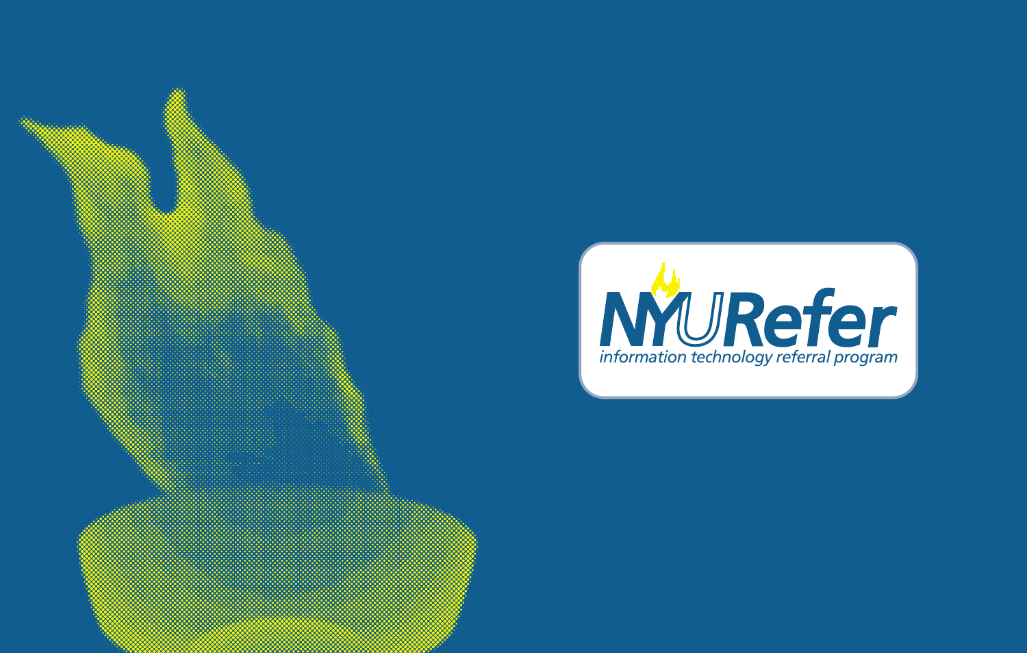# NYURefer

*information technology referral program*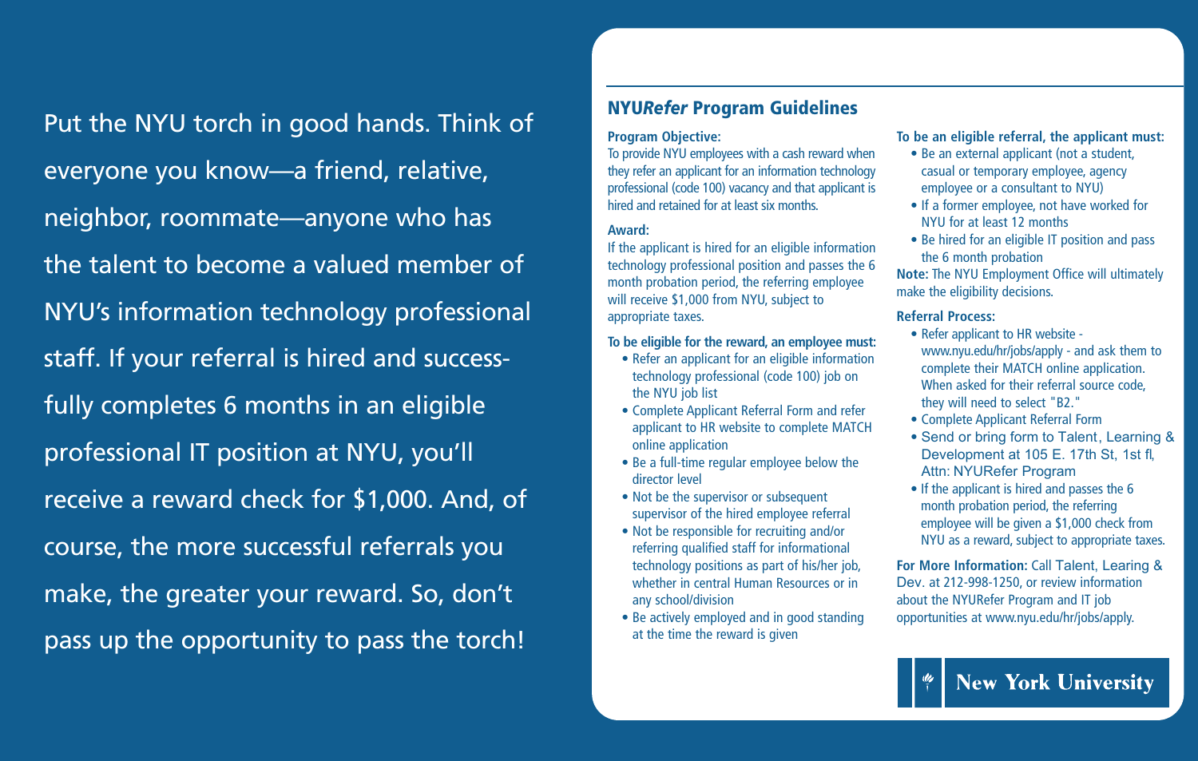Put the NYU torch in good hands. Think of everyone you know—a friend, relative, neighbor, roommate—anyone who has the talent to become a valued member of NYU's information technology professional staff. If your referral is hired and successfully completes 6 months in an eligible professional IT position at NYU, you'll receive a reward check for $1,000. And, of course, the more successful referrals you make, the greater your reward. So, don't pass up the opportunity to pass the torch!

## NYU*Refer* Program Guidelines

**Program Objective:**
To provide NYU employees with a cash reward when they refer an applicant for an information technology professional (code 100) vacancy and that applicant is hired and retained for at least six months.

**Award:**
If the applicant is hired for an eligible information technology professional position and passes the 6 month probation period, the referring employee will receive $1,000 from NYU, subject to appropriate taxes.

**To be eligible for the reward, an employee must:**

- Refer an applicant for an eligible information technology professional (code 100) job on the NYU job list
- Complete Applicant Referral Form and refer applicant to HR website to complete MATCH online application
- Be a full-time regular employee below the director level
- Not be the supervisor or subsequent supervisor of the hired employee referral
- Not be responsible for recruiting and/or referring qualified staff for informational technology positions as part of his/her job, whether in central Human Resources or in any school/division
- Be actively employed and in good standing at the time the reward is given

**To be an eligible referral, the applicant must:**

- Be an external applicant (not a student, casual or temporary employee, agency employee or a consultant to NYU)
- If a former employee, not have worked for NYU for at least 12 months
- Be hired for an eligible IT position and pass the 6 month probation

**Note:** The NYU Employment Office will ultimately make the eligibility decisions.

**Referral Process:**

- Refer applicant to HR website - www.nyu.edu/hr/jobs/apply - and ask them to complete their MATCH online application. When asked for their referral source code, they will need to select "B2."
- Complete Applicant Referral Form
- Send or bring form to Talent, Learning & Development at 105 E. 17th St, 1st fl, Attn: NYURefer Program
- If the applicant is hired and passes the 6 month probation period, the referring employee will be given a $1,000 check from NYU as a reward, subject to appropriate taxes.

**For More Information:** Call Talent, Learing & Dev. at 212-998-1250, or review information about the NYURefer Program and IT job opportunities at www.nyu.edu/hr/jobs/apply.

New York University